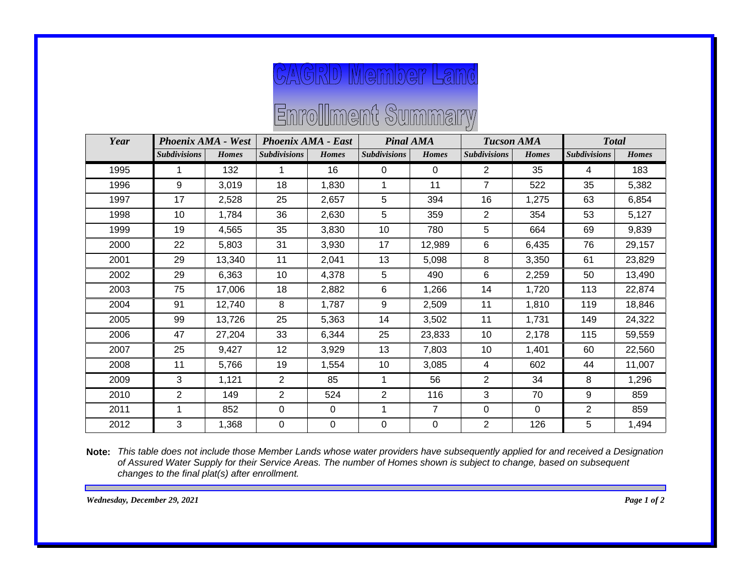# CAGRD Member Land Enrollment Summary

| Year | Phoenix AMA - West | | Phoenix AMA - East | | Pinal AMA | | Tucson AMA | | Total | |
|---|---|---|---|---|---|---|---|---|---|---|
| | *Subdivisions* | *Homes* | *Subdivisions* | *Homes* | *Subdivisions* | *Homes* | *Subdivisions* | *Homes* | *Subdivisions* | *Homes* |
| 1995 | 1 | 132 | 1 | 16 | 0 | 0 | 2 | 35 | 4 | 183 |
| 1996 | 9 | 3,019 | 18 | 1,830 | 1 | 11 | 7 | 522 | 35 | 5,382 |
| 1997 | 17 | 2,528 | 25 | 2,657 | 5 | 394 | 16 | 1,275 | 63 | 6,854 |
| 1998 | 10 | 1,784 | 36 | 2,630 | 5 | 359 | 2 | 354 | 53 | 5,127 |
| 1999 | 19 | 4,565 | 35 | 3,830 | 10 | 780 | 5 | 664 | 69 | 9,839 |
| 2000 | 22 | 5,803 | 31 | 3,930 | 17 | 12,989 | 6 | 6,435 | 76 | 29,157 |
| 2001 | 29 | 13,340 | 11 | 2,041 | 13 | 5,098 | 8 | 3,350 | 61 | 23,829 |
| 2002 | 29 | 6,363 | 10 | 4,378 | 5 | 490 | 6 | 2,259 | 50 | 13,490 |
| 2003 | 75 | 17,006 | 18 | 2,882 | 6 | 1,266 | 14 | 1,720 | 113 | 22,874 |
| 2004 | 91 | 12,740 | 8 | 1,787 | 9 | 2,509 | 11 | 1,810 | 119 | 18,846 |
| 2005 | 99 | 13,726 | 25 | 5,363 | 14 | 3,502 | 11 | 1,731 | 149 | 24,322 |
| 2006 | 47 | 27,204 | 33 | 6,344 | 25 | 23,833 | 10 | 2,178 | 115 | 59,559 |
| 2007 | 25 | 9,427 | 12 | 3,929 | 13 | 7,803 | 10 | 1,401 | 60 | 22,560 |
| 2008 | 11 | 5,766 | 19 | 1,554 | 10 | 3,085 | 4 | 602 | 44 | 11,007 |
| 2009 | 3 | 1,121 | 2 | 85 | 1 | 56 | 2 | 34 | 8 | 1,296 |
| 2010 | 2 | 149 | 2 | 524 | 2 | 116 | 3 | 70 | 9 | 859 |
| 2011 | 1 | 852 | 0 | 0 | 1 | 7 | 0 | 0 | 2 | 859 |
| 2012 | 3 | 1,368 | 0 | 0 | 0 | 0 | 2 | 126 | 5 | 1,494 |

**Note:** *This table does not include those Member Lands whose water providers have subsequently applied for and received a Designation of Assured Water Supply for their Service Areas. The number of Homes shown is subject to change, based on subsequent changes to the final plat(s) after enrollment.*

*Wednesday, December 29, 2021*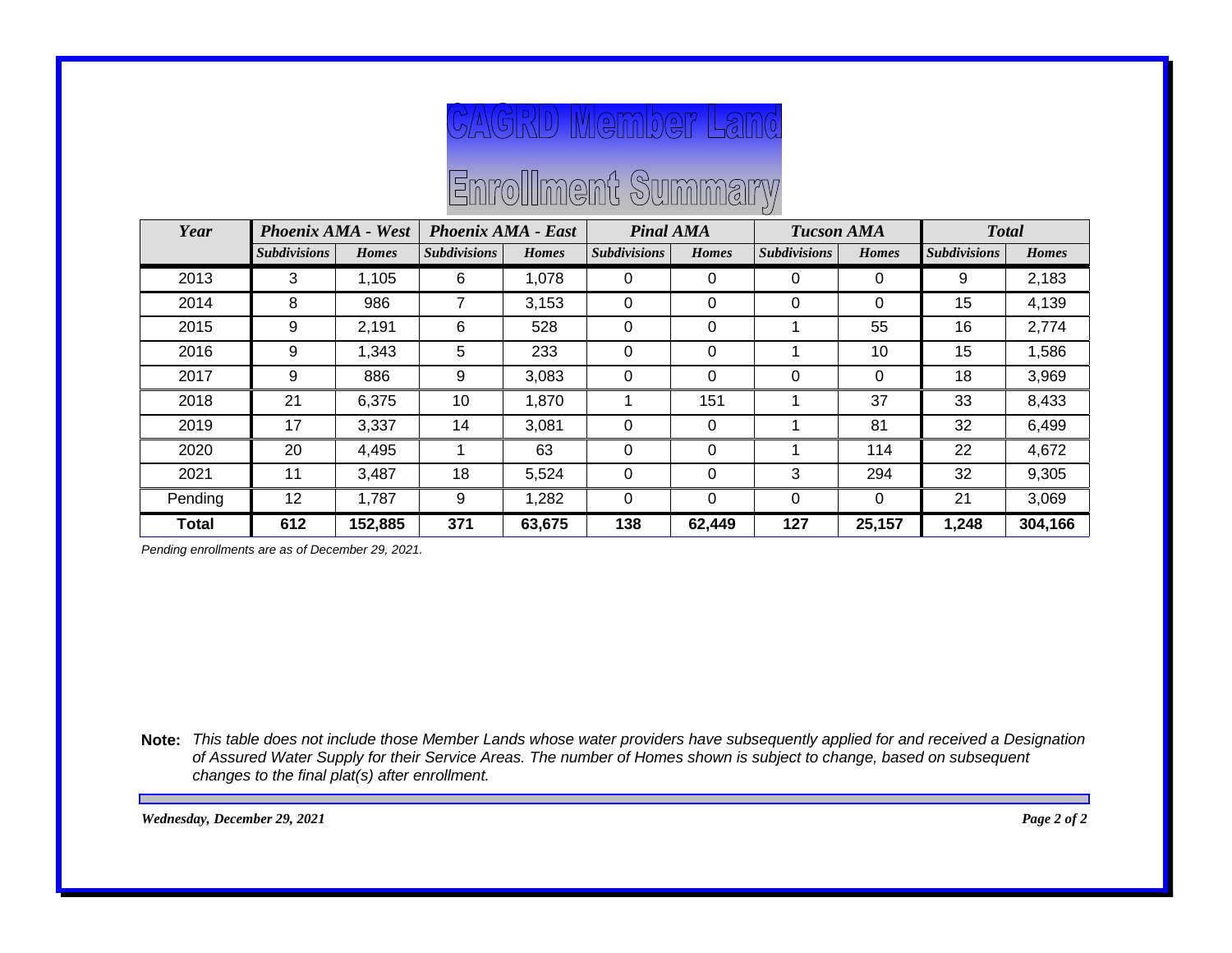# CAGRD Member Land Enrollment Summary

| Year | Phoenix AMA - West | | Phoenix AMA - East | | Pinal AMA | | Tucson AMA | | Total | |
|---|---|---|---|---|---|---|---|---|---|---|
| | *Subdivisions* | *Homes* | *Subdivisions* | *Homes* | *Subdivisions* | *Homes* | *Subdivisions* | *Homes* | *Subdivisions* | *Homes* |
| 2013 | 3 | 1,105 | 6 | 1,078 | 0 | 0 | 0 | 0 | 9 | 2,183 |
| 2014 | 8 | 986 | 7 | 3,153 | 0 | 0 | 0 | 0 | 15 | 4,139 |
| 2015 | 9 | 2,191 | 6 | 528 | 0 | 0 | 1 | 55 | 16 | 2,774 |
| 2016 | 9 | 1,343 | 5 | 233 | 0 | 0 | 1 | 10 | 15 | 1,586 |
| 2017 | 9 | 886 | 9 | 3,083 | 0 | 0 | 0 | 0 | 18 | 3,969 |
| 2018 | 21 | 6,375 | 10 | 1,870 | 1 | 151 | 1 | 37 | 33 | 8,433 |
| 2019 | 17 | 3,337 | 14 | 3,081 | 0 | 0 | 1 | 81 | 32 | 6,499 |
| 2020 | 20 | 4,495 | 1 | 63 | 0 | 0 | 1 | 114 | 22 | 4,672 |
| 2021 | 11 | 3,487 | 18 | 5,524 | 0 | 0 | 3 | 294 | 32 | 9,305 |
| Pending | 12 | 1,787 | 9 | 1,282 | 0 | 0 | 0 | 0 | 21 | 3,069 |
| **Total** | **612** | **152,885** | **371** | **63,675** | **138** | **62,449** | **127** | **25,157** | **1,248** | **304,166** |

*Pending enrollments are as of December 29, 2021.*

**Note:** *This table does not include those Member Lands whose water providers have subsequently applied for and received a Designation of Assured Water Supply for their Service Areas. The number of Homes shown is subject to change, based on subsequent changes to the final plat(s) after enrollment.*

*Wednesday, December 29, 2021*